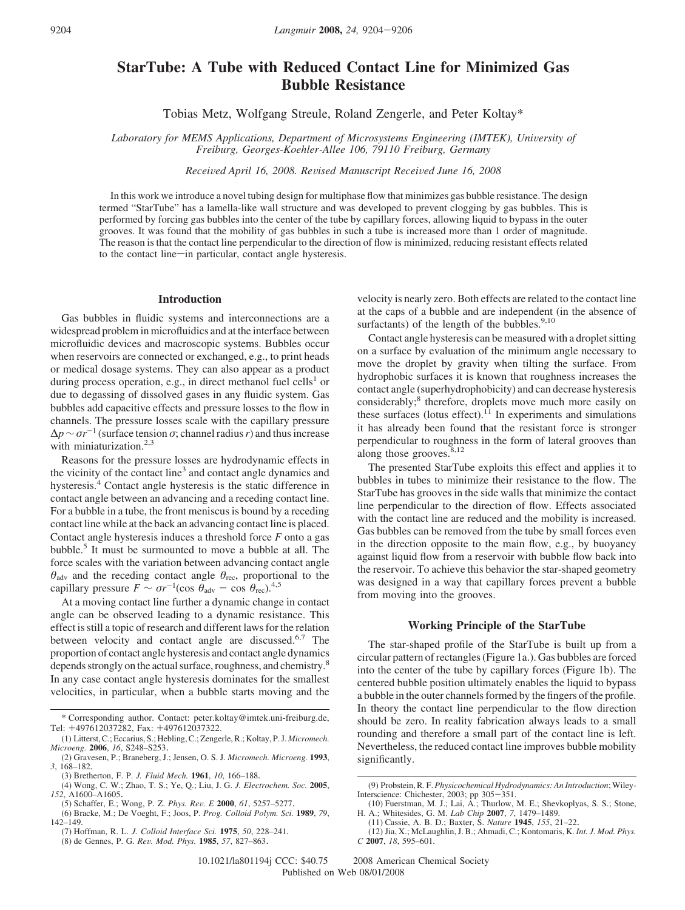# StarTube: A Tube with Reduced Contact Line for Minimized Gas Bubble Resistance

Tobias Metz, Wolfgang Streule, Roland Zengerle, and Peter Koltay*

*Laboratory for MEMS Applications, Department of Microsystems Engineering (IMTEK), University of Freiburg, Georges-Koehler-Allee 106, 79110 Freiburg, Germany*

*Received April 16, 2008. Revised Manuscript Received June 16, 2008*

In this work we introduce a novel tubing design for multiphase flow that minimizes gas bubble resistance. The design termed "StarTube" has a lamella-like wall structure and was developed to prevent clogging by gas bubbles. This is performed by forcing gas bubbles into the center of the tube by capillary forces, allowing liquid to bypass in the outer grooves. It was found that the mobility of gas bubbles in such a tube is increased more than 1 order of magnitude. The reason is that the contact line perpendicular to the direction of flow is minimized, reducing resistant effects related to the contact line—in particular, contact angle hysteresis.

## Introduction

Gas bubbles in fluidic systems and interconnections are a widespread problem in microfluidics and at the interface between microfluidic devices and macroscopic systems. Bubbles occur when reservoirs are connected or exchanged, e.g., to print heads or medical dosage systems. They can also appear as a product during process operation, e.g., in direct methanol fuel cells[1] or due to degassing of dissolved gases in any fluidic system. Gas bubbles add capacitive effects and pressure losses to the flow in channels. The pressure losses scale with the capillary pressure $\Delta p \sim \sigma r^{-1}$ (surface tension $\sigma$; channel radius $r$) and thus increase with miniaturization.[2,3]

Reasons for the pressure losses are hydrodynamic effects in the vicinity of the contact line[3] and contact angle dynamics and hysteresis.[4] Contact angle hysteresis is the static difference in contact angle between an advancing and a receding contact line. For a bubble in a tube, the front meniscus is bound by a receding contact line while at the back an advancing contact line is placed. Contact angle hysteresis induces a threshold force $F$ onto a gas bubble.[5] It must be surmounted to move a bubble at all. The force scales with the variation between advancing contact angle $\theta_{adv}$ and the receding contact angle $\theta_{rec}$, proportional to the capillary pressure $F \sim \sigma r^{-1}(\cos \theta_{adv} - \cos \theta_{rec})$.[4,5]

At a moving contact line further a dynamic change in contact angle can be observed leading to a dynamic resistance. This effect is still a topic of research and different laws for the relation between velocity and contact angle are discussed.[6,7] The proportion of contact angle hysteresis and contact angle dynamics depends strongly on the actual surface, roughness, and chemistry.[8] In any case contact angle hysteresis dominates for the smallest velocities, in particular, when a bubble starts moving and the velocity is nearly zero. Both effects are related to the contact line at the caps of a bubble and are independent (in the absence of surfactants) of the length of the bubbles.[9,10]

Contact angle hysteresis can be measured with a droplet sitting on a surface by evaluation of the minimum angle necessary to move the droplet by gravity when tilting the surface. From hydrophobic surfaces it is known that roughness increases the contact angle (superhydrophobicity) and can decrease hysteresis considerably;[8] therefore, droplets move much more easily on these surfaces (lotus effect).[11] In experiments and simulations it has already been found that the resistant force is stronger perpendicular to roughness in the form of lateral grooves than along those grooves.[8,12]

The presented StarTube exploits this effect and applies it to bubbles in tubes to minimize their resistance to the flow. The StarTube has grooves in the side walls that minimize the contact line perpendicular to the direction of flow. Effects associated with the contact line are reduced and the mobility is increased. Gas bubbles can be removed from the tube by small forces even in the direction opposite to the main flow, e.g., by buoyancy against liquid flow from a reservoir with bubble flow back into the reservoir. To achieve this behavior the star-shaped geometry was designed in a way that capillary forces prevent a bubble from moving into the grooves.

## Working Principle of the StarTube

The star-shaped profile of the StarTube is built up from a circular pattern of rectangles (Figure 1a.). Gas bubbles are forced into the center of the tube by capillary forces (Figure 1b). The centered bubble position ultimately enables the liquid to bypass a bubble in the outer channels formed by the fingers of the profile. In theory the contact line perpendicular to the flow direction should be zero. In reality fabrication always leads to a small rounding and therefore a small part of the contact line is left. Nevertheless, the reduced contact line improves bubble mobility significantly.

---

\* Corresponding author. Contact: peter.koltay@imtek.uni-freiburg.de, Tel: +497612037282, Fax: +497612037322.

(1) Litterst, C.; Eccarius, S.; Hebling, C.; Zengerle, R.; Koltay, P. J. *Micromech. Microeng.* **2006**, *16*, S248–S253.

(2) Gravesen, P.; Braneberg, J.; Jensen, O. S. J. *Micromech. Microeng.* **1993**, *3*, 168–182.

(3) Bretherton, F. P. *J. Fluid Mech.* **1961**, *10*, 166–188.

(4) Wong, C. W.; Zhao, T. S.; Ye, Q.; Liu, J. G. *J. Electrochem. Soc.* **2005**, *152*, A1600–A1605.

(5) Schaffer, E.; Wong, P. Z. *Phys. Rev. E* **2000**, *61*, 5257–5277.

(6) Bracke, M.; De Voeght, F.; Joos, P. *Prog. Colloid Polym. Sci.* **1989**, *79*, 142–149.

(7) Hoffman, R. L. *J. Colloid Interface Sci.* **1975**, *50*, 228–241.

(8) de Gennes, P. G. *Rev. Mod. Phys.* **1985**, *57*, 827–863.

(9) Probstein, R. F. *Physicochemical Hydrodynamics: An Introduction*; Wiley-Interscience: Chichester, 2003; pp 305–351.

(10) Fuerstman, M. J.; Lai, A.; Thurlow, M. E.; Shevkoplyas, S. S.; Stone, H. A.; Whitesides, G. M. *Lab Chip* **2007**, *7*, 1479–1489.

(11) Cassie, A. B. D.; Baxter, S. *Nature* **1945**, *155*, 21–22.

(12) Jia, X.; McLaughlin, J. B.; Ahmadi, C.; Kontomaris, K. *Int. J. Mod. Phys. C* **2007**, *18*, 595–601.

10.1021/la801194j CCC: $40.75 © 2008 American Chemical Society
Published on Web 08/01/2008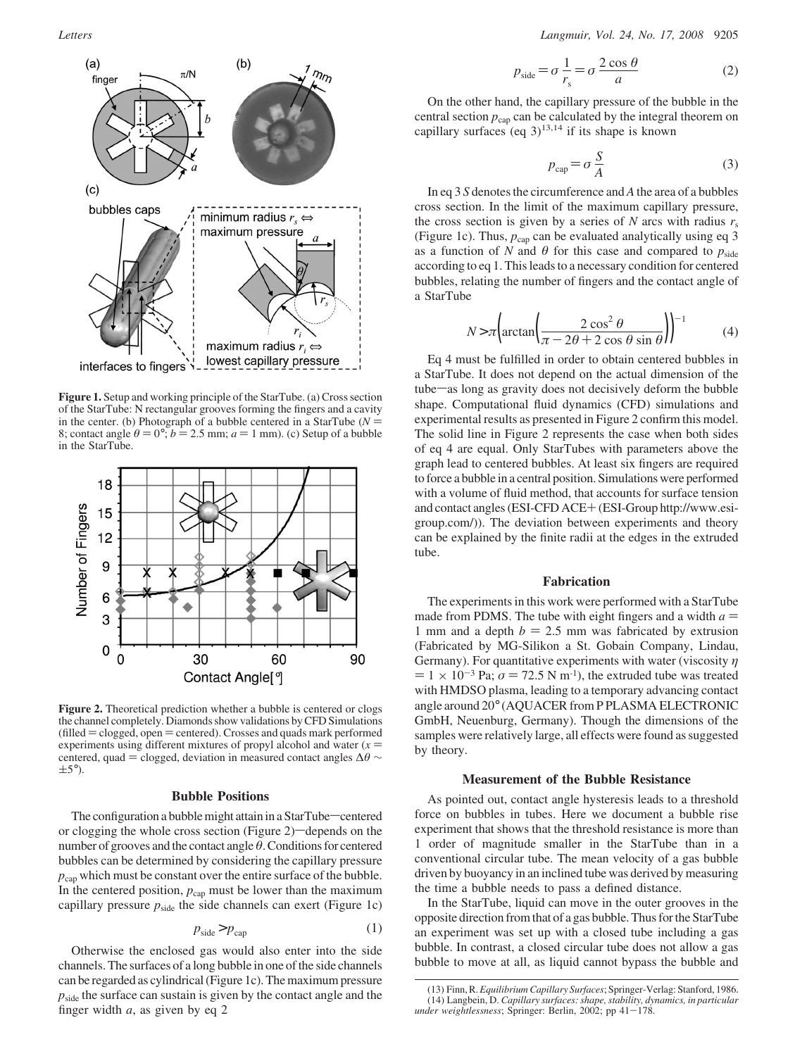**Figure 1.** Setup and working principle of the StarTube. (a) Cross section of the StarTube: N rectangular grooves forming the fingers and a cavity in the center. (b) Photograph of a bubble centered in a StarTube ($N = 8$; contact angle $\theta = 0°$; $b = 2.5$ mm; $a = 1$ mm). (c) Setup of a bubble in the StarTube.

**Figure 2.** Theoretical prediction whether a bubble is centered or clogs the channel completely. Diamonds show validations by CFD Simulations (filled = clogged, open = centered). Crosses and quads mark performed experiments using different mixtures of propyl alcohol and water (x = centered, quad = clogged, deviation in measured contact angles $\Delta\theta \sim \pm 5°$).

### Bubble Positions

The configuration a bubble might attain in a StarTube—centered or clogging the whole cross section (Figure 2)—depends on the number of grooves and the contact angle $\theta$. Conditions for centered bubbles can be determined by considering the capillary pressure $p_{\mathrm{cap}}$ which must be constant over the entire surface of the bubble. In the centered position, $p_{\mathrm{cap}}$ must be lower than the maximum capillary pressure $p_{\mathrm{side}}$ the side channels can exert (Figure 1c)

$$p_{\mathrm{side}} > p_{\mathrm{cap}} \tag{1}$$

Otherwise the enclosed gas would also enter into the side channels. The surfaces of a long bubble in one of the side channels can be regarded as cylindrical (Figure 1c). The maximum pressure $p_{\mathrm{side}}$ the surface can sustain is given by the contact angle and the finger width $a$, as given by eq 2

$$p_{\mathrm{side}} = \sigma \frac{1}{r_{\mathrm{s}}} = \sigma \frac{2\cos\theta}{a} \tag{2}$$

On the other hand, the capillary pressure of the bubble in the central section $p_{\mathrm{cap}}$ can be calculated by the integral theorem on capillary surfaces (eq 3)[13,14] if its shape is known

$$p_{\mathrm{cap}} = \sigma \frac{S}{A} \tag{3}$$

In eq 3 $S$ denotes the circumference and $A$ the area of a bubbles cross section. In the limit of the maximum capillary pressure, the cross section is given by a series of $N$ arcs with radius $r_{\mathrm{s}}$ (Figure 1c). Thus, $p_{\mathrm{cap}}$ can be evaluated analytically using eq 3 as a function of $N$ and $\theta$ for this case and compared to $p_{\mathrm{side}}$ according to eq 1. This leads to a necessary condition for centered bubbles, relating the number of fingers and the contact angle of a StarTube

$$N > \pi\left(\arctan\left(\frac{2\cos^2\theta}{\pi - 2\theta + 2\cos\theta\sin\theta}\right)\right)^{-1} \tag{4}$$

Eq 4 must be fulfilled in order to obtain centered bubbles in a StarTube. It does not depend on the actual dimension of the tube—as long as gravity does not decisively deform the bubble shape. Computational fluid dynamics (CFD) simulations and experimental results as presented in Figure 2 confirm this model. The solid line in Figure 2 represents the case when both sides of eq 4 are equal. Only StarTubes with parameters above the graph lead to centered bubbles. At least six fingers are required to force a bubble in a central position. Simulations were performed with a volume of fluid method, that accounts for surface tension and contact angles (ESI-CFD ACE+ (ESI-Group http://www.esi-group.com/)). The deviation between experiments and theory can be explained by the finite radii at the edges in the extruded tube.

### Fabrication

The experiments in this work were performed with a StarTube made from PDMS. The tube with eight fingers and a width $a = 1$ mm and a depth $b = 2.5$ mm was fabricated by extrusion (Fabricated by MG-Silikon a St. Gobain Company, Lindau, Germany). For quantitative experiments with water (viscosity $\eta = 1 \times 10^{-3}$ Pa; $\sigma = 72.5$ N m$^{-1}$), the extruded tube was treated with HMDSO plasma, leading to a temporary advancing contact angle around 20° (AQUACER from P PLASMA ELECTRONIC GmbH, Neuenburg, Germany). Though the dimensions of the samples were relatively large, all effects were found as suggested by theory.

### Measurement of the Bubble Resistance

As pointed out, contact angle hysteresis leads to a threshold force on bubbles in tubes. Here we document a bubble rise experiment that shows that the threshold resistance is more than 1 order of magnitude smaller in the StarTube than in a conventional circular tube. The mean velocity of a gas bubble driven by buoyancy in an inclined tube was derived by measuring the time a bubble needs to pass a defined distance.

In the StarTube, liquid can move in the outer grooves in the opposite direction from that of a gas bubble. Thus for the StarTube an experiment was set up with a closed tube including a gas bubble. In contrast, a closed circular tube does not allow a gas bubble to move at all, as liquid cannot bypass the bubble and

(13) Finn, R. *Equilibrium Capillary Surfaces*; Springer-Verlag: Stanford, 1986.
(14) Langbein, D. *Capillary surfaces: shape, stability, dynamics, in particular under weightlessness*; Springer: Berlin, 2002; pp 41–178.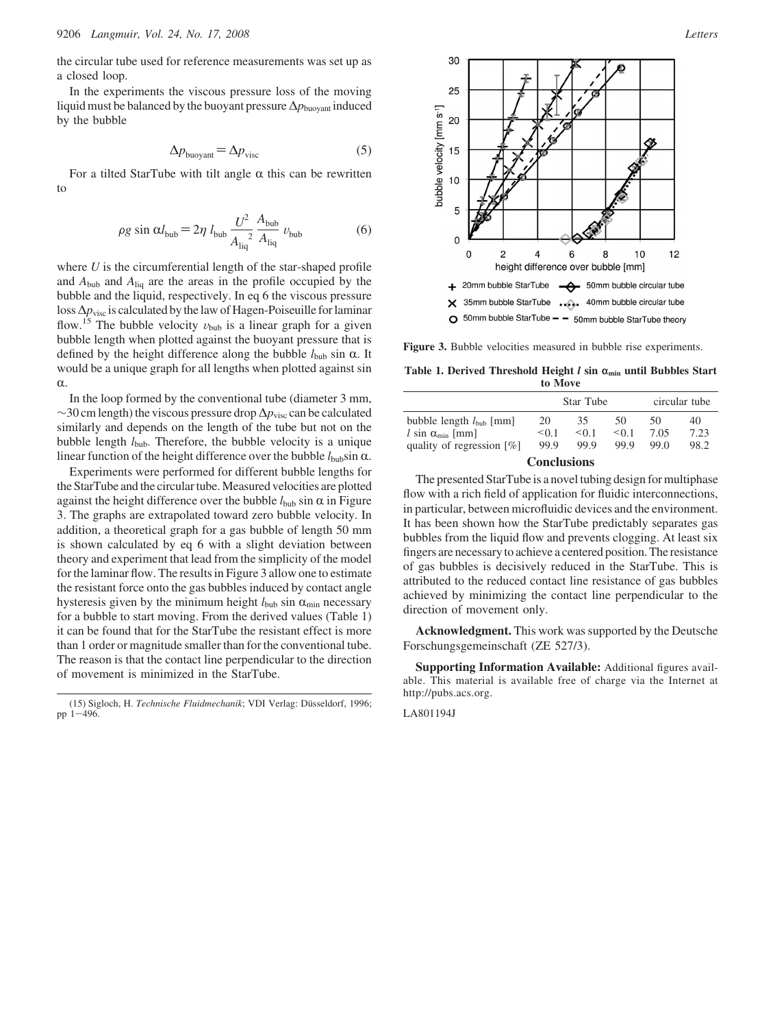the circular tube used for reference measurements was set up as a closed loop.

In the experiments the viscous pressure loss of the moving liquid must be balanced by the buoyant pressure $\Delta p_{\text{buoyant}}$ induced by the bubble

$$\Delta p_{\text{buoyant}} = \Delta p_{\text{visc}} \tag{5}$$

For a tilted StarTube with tilt angle $\alpha$ this can be rewritten to

$$\rho g \sin \alpha l_{\text{bub}} = 2\eta\, l_{\text{bub}} \frac{U^2}{A_{\text{liq}}^{\ 2}} \frac{A_{\text{bub}}}{A_{\text{liq}}} v_{\text{bub}} \tag{6}$$

where $U$ is the circumferential length of the star-shaped profile and $A_{\text{bub}}$ and $A_{\text{liq}}$ are the areas in the profile occupied by the bubble and the liquid, respectively. In eq 6 the viscous pressure loss $\Delta p_{\text{visc}}$ is calculated by the law of Hagen-Poiseuille for laminar flow.[15] The bubble velocity $v_{\text{bub}}$ is a linear graph for a given bubble length when plotted against the buoyant pressure that is defined by the height difference along the bubble $l_{\text{bub}} \sin \alpha$. It would be a unique graph for all lengths when plotted against sin $\alpha$.

In the loop formed by the conventional tube (diameter 3 mm, ~30 cm length) the viscous pressure drop $\Delta p_{\text{visc}}$ can be calculated similarly and depends on the length of the tube but not on the bubble length $l_{\text{bub}}$. Therefore, the bubble velocity is a unique linear function of the height difference over the bubble $l_{\text{bub}} \sin \alpha$.

Experiments were performed for different bubble lengths for the StarTube and the circular tube. Measured velocities are plotted against the height difference over the bubble $l_{\text{bub}} \sin \alpha$ in Figure 3. The graphs are extrapolated toward zero bubble velocity. In addition, a theoretical graph for a gas bubble of length 50 mm is shown calculated by eq 6 with a slight deviation between theory and experiment that lead from the simplicity of the model for the laminar flow. The results in Figure 3 allow one to estimate the resistant force onto the gas bubbles induced by contact angle hysteresis given by the minimum height $l_{\text{bub}} \sin \alpha_{\min}$ necessary for a bubble to start moving. From the derived values (Table 1) it can be found that for the StarTube the resistant effect is more than 1 order or magnitude smaller than for the conventional tube. The reason is that the contact line perpendicular to the direction of movement is minimized in the StarTube.

bubble velocity [mm s-1]
height difference over bubble [mm]
0 2 4 6 8 10 12
0 5 10 15 20 25 30
20mm bubble StarTube
35mm bubble StarTube
50mm bubble StarTube
50mm bubble circular tube
40mm bubble circular tube
50mm bubble StarTube theory

**Figure 3.** Bubble velocities measured in bubble rise experiments.

**Table 1. Derived Threshold Height $l \sin \alpha_{\min}$ until Bubbles Start to Move**

| | Star Tube | | | circular tube | |
|---|---|---|---|---|---|
| bubble length $l_{\text{bub}}$ [mm] | 20 | 35 | 50 | 50 | 40 |
| $l \sin \alpha_{\min}$ [mm] | <0.1 | <0.1 | <0.1 | 7.05 | 7.23 |
| quality of regression [%] | 99.9 | 99.9 | 99.9 | 99.0 | 98.2 |

## Conclusions

The presented StarTube is a novel tubing design for multiphase flow with a rich field of application for fluidic interconnections, in particular, between microfluidic devices and the environment. It has been shown how the StarTube predictably separates gas bubbles from the liquid flow and prevents clogging. At least six fingers are necessary to achieve a centered position. The resistance of gas bubbles is decisively reduced in the StarTube. This is attributed to the reduced contact line resistance of gas bubbles achieved by minimizing the contact line perpendicular to the direction of movement only.

**Acknowledgment.** This work was supported by the Deutsche Forschungsgemeinschaft (ZE 527/3).

**Supporting Information Available:** Additional figures available. This material is available free of charge via the Internet at http://pubs.acs.org.

LA801194J

(15) Sigloch, H. *Technische Fluidmechanik*; VDI Verlag: Düsseldorf, 1996; pp 1−496.